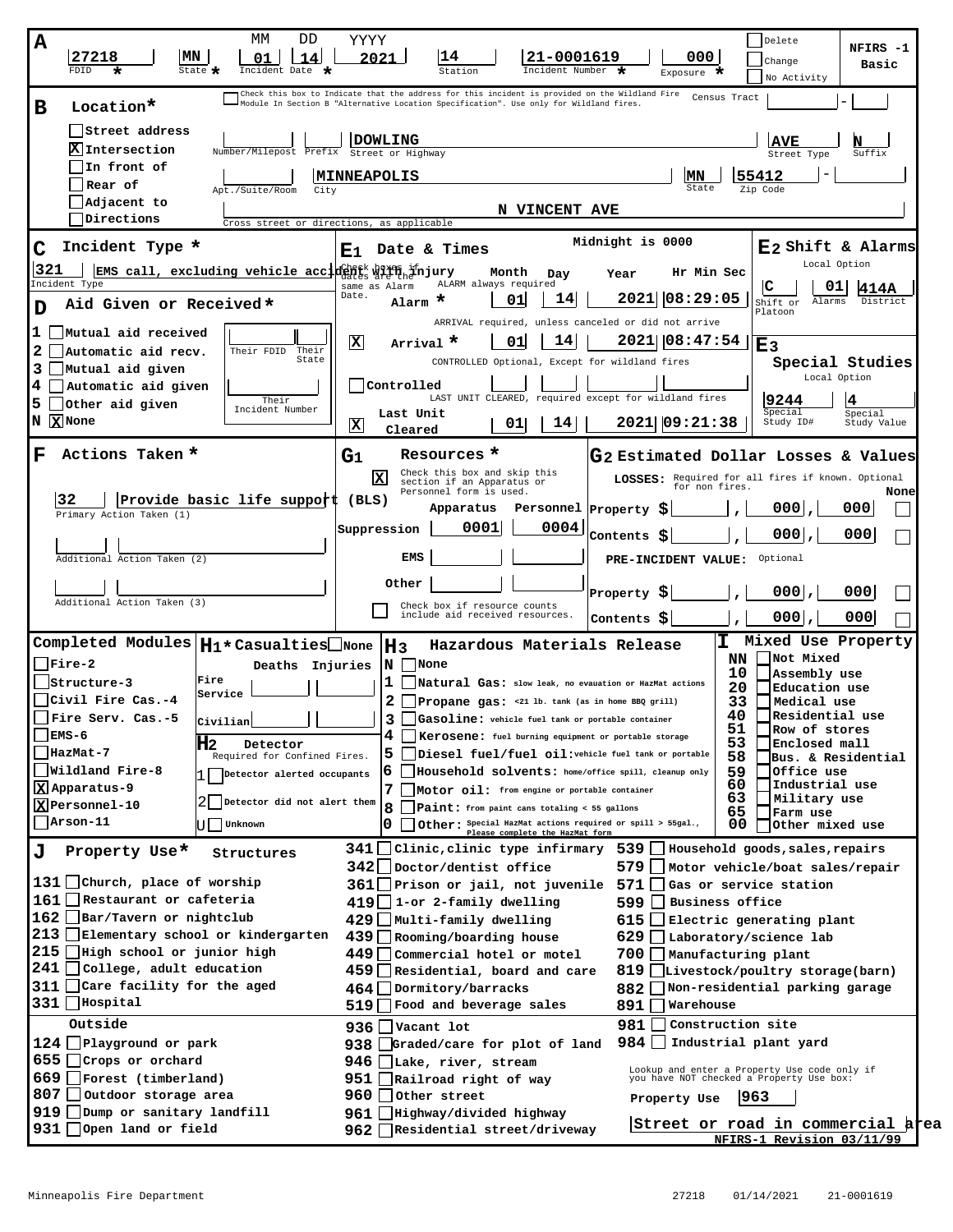# NFIRS-1 Basic

## A

| FDID * | State * | Incident Date * (MM DD YYYY) | Station | Incident Number * | Exposure * |
|---|---|---|---|---|---|
| 27218 | MN | 01 14 2021 | 14 | 21-0001619 | 000 |

☐ Delete ☐ Change ☐ No Activity

## B Location*

Check this box to Indicate that the address for this incident is provided on the Wildland Fire Module In Section B "Alternative Location Specification". Use only for Wildland fires.

Census Tract: ____ - ____

- ☐ Street address
- ☒ Intersection
- ☐ In front of
- ☐ Rear of
- ☐ Adjacent to
- ☐ Directions

| Number/Milepost | Prefix | Street or Highway | Street Type | Suffix |
|---|---|---|---|---|
| | | DOWLING | AVE | N |

| Apt./Suite/Room | City | State | Zip Code |
|---|---|---|---|
| | MINNEAPOLIS | MN | 55412 - |

Cross street or directions, as applicable: N VINCENT AVE

## C Incident Type *

321 EMS call, excluding vehicle accident with injury

## D Aid Given or Received*

- 1 ☐ Mutual aid received
- 2 ☐ Automatic aid recv.
- 3 ☐ Mutual aid given
- 4 ☐ Automatic aid given
- 5 ☐ Other aid given
- N ☒ None

Their FDID / Their State / Their Incident Number: (blank)

## E1 Date & Times

Midnight is 0000. Check boxes if dates are the same as Alarm Date.

| | Month | Day | Year | Hr Min Sec |
|---|---|---|---|---|
| Alarm * (ALARM always required) | 01 | 14 | 2021 | 08:29:05 |
| ☒ Arrival * (ARRIVAL required, unless canceled or did not arrive) | 01 | 14 | 2021 | 08:47:54 |
| ☐ Controlled (CONTROLLED Optional, Except for wildland fires) | | | | |
| ☒ Last Unit Cleared (LAST UNIT CLEARED, required except for wildland fires) | 01 | 14 | 2021 | 09:21:38 |

## E2 Shift & Alarms

Local Option

| Shift or Platoon | Alarms | District |
|---|---|---|
| C | 01 | 414A |

## E3 Special Studies

Local Option

| Special Study ID# | Special Study Value |
|---|---|
| 9244 | 4 |

## F Actions Taken *

32 Provide basic life support (BLS) — Primary Action Taken (1)

Additional Action Taken (2): (blank)

Additional Action Taken (3): (blank)

## G1 Resources *

☒ Check this box and skip this section if an Apparatus or Personnel form is used.

| | Apparatus | Personnel |
|---|---|---|
| Suppression | 0001 | 0004 |
| EMS | | |
| Other | | |

☐ Check box if resource counts include aid received resources.

## G2 Estimated Dollar Losses & Values

LOSSES: Required for all fires if known. Optional for non fires. None

| | $ | | |
|---|---|---|---|
| Property $ | , 000 | , 000 | ☐ |
| Contents $ | , 000 | , 000 | ☐ |

PRE-INCIDENT VALUE: Optional

| | $ | | |
|---|---|---|---|
| Property $ | , 000 | , 000 | ☐ |
| Contents $ | , 000 | , 000 | ☐ |

## Completed Modules

- ☐ Fire-2
- ☐ Structure-3
- ☐ Civil Fire Cas.-4
- ☐ Fire Serv. Cas.-5
- ☐ EMS-6
- ☐ HazMat-7
- ☐ Wildland Fire-8
- ☒ Apparatus-9
- ☒ Personnel-10
- ☐ Arson-11

## H1 * Casualties ☐ None

| | Deaths | Injuries |
|---|---|---|
| Fire Service | | |
| Civilian | | |

## H2 Detector

Required for Confined Fires.

- 1 ☐ Detector alerted occupants
- 2 ☐ Detector did not alert them
- U ☐ Unknown

## H3 Hazardous Materials Release

- N ☐ None
- 1 ☐ Natural Gas: slow leak, no evauation or HazMat actions
- 2 ☐ Propane gas: <21 lb. tank (as in home BBQ grill)
- 3 ☐ Gasoline: vehicle fuel tank or portable container
- 4 ☐ Kerosene: fuel burning equipment or portable storage
- 5 ☐ Diesel fuel/fuel oil: vehicle fuel tank or portable
- 6 ☐ Household solvents: home/office spill, cleanup only
- 7 ☐ Motor oil: from engine or portable container
- 8 ☐ Paint: from paint cans totaling < 55 gallons
- 0 ☐ Other: Special HazMat actions required or spill > 55gal., Please complete the HazMat form

## I Mixed Use Property

- NN ☐ Not Mixed
- 10 ☐ Assembly use
- 20 ☐ Education use
- 33 ☐ Medical use
- 40 ☐ Residential use
- 51 ☐ Row of stores
- 53 ☐ Enclosed mall
- 58 ☐ Bus. & Residential
- 59 ☐ Office use
- 60 ☐ Industrial use
- 63 ☐ Military use
- 65 ☐ Farm use
- 00 ☐ Other mixed use

## J Property Use*

### Structures

- 131 ☐ Church, place of worship
- 161 ☐ Restaurant or cafeteria
- 162 ☐ Bar/Tavern or nightclub
- 213 ☐ Elementary school or kindergarten
- 215 ☐ High school or junior high
- 241 ☐ College, adult education
- 311 ☐ Care facility for the aged
- 331 ☐ Hospital
- 341 ☐ Clinic, clinic type infirmary
- 342 ☐ Doctor/dentist office
- 361 ☐ Prison or jail, not juvenile
- 419 ☐ 1-or 2-family dwelling
- 429 ☐ Multi-family dwelling
- 439 ☐ Rooming/boarding house
- 449 ☐ Commercial hotel or motel
- 459 ☐ Residential, board and care
- 464 ☐ Dormitory/barracks
- 519 ☐ Food and beverage sales
- 539 ☐ Household goods, sales, repairs
- 579 ☐ Motor vehicle/boat sales/repair
- 571 ☐ Gas or service station
- 599 ☐ Business office
- 615 ☐ Electric generating plant
- 629 ☐ Laboratory/science lab
- 700 ☐ Manufacturing plant
- 819 ☐ Livestock/poultry storage(barn)
- 882 ☐ Non-residential parking garage
- 891 ☐ Warehouse

### Outside

- 124 ☐ Playground or park
- 655 ☐ Crops or orchard
- 669 ☐ Forest (timberland)
- 807 ☐ Outdoor storage area
- 919 ☐ Dump or sanitary landfill
- 931 ☐ Open land or field
- 936 ☐ Vacant lot
- 938 ☐ Graded/care for plot of land
- 946 ☐ Lake, river, stream
- 951 ☐ Railroad right of way
- 960 ☐ Other street
- 961 ☐ Highway/divided highway
- 962 ☐ Residential street/driveway
- 981 ☐ Construction site
- 984 ☐ Industrial plant yard

Lookup and enter a Property Use code only if you have NOT checked a Property Use box:

Property Use: 963 — Street or road in commercial area

NFIRS-1 Revision 03/11/99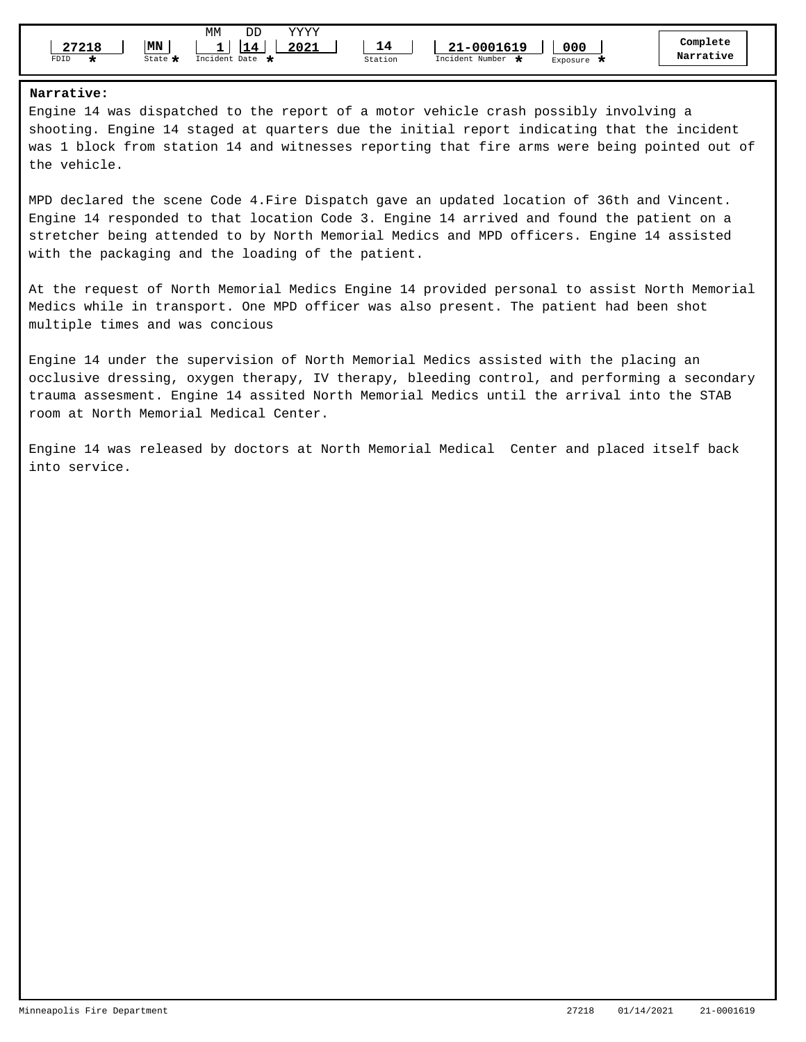| FDID * | State * | Incident Date * (MM) | (DD) | (YYYY) | Station | Incident Number * | Exposure * | |
|---|---|---|---|---|---|---|---|---|
| 27218 | MN | 1 | 14 | 2021 | 14 | 21-0001619 | 000 | **Complete Narrative** |

**Narrative:**

Engine 14 was dispatched to the report of a motor vehicle crash possibly involving a shooting. Engine 14 staged at quarters due the initial report indicating that the incident was 1 block from station 14 and witnesses reporting that fire arms were being pointed out of the vehicle.

MPD declared the scene Code 4.Fire Dispatch gave an updated location of 36th and Vincent. Engine 14 responded to that location Code 3. Engine 14 arrived and found the patient on a stretcher being attended to by North Memorial Medics and MPD officers. Engine 14 assisted with the packaging and the loading of the patient.

At the request of North Memorial Medics Engine 14 provided personal to assist North Memorial Medics while in transport. One MPD officer was also present. The patient had been shot multiple times and was concious

Engine 14 under the supervision of North Memorial Medics assisted with the placing an occlusive dressing, oxygen therapy, IV therapy, bleeding control, and performing a secondary trauma assesment. Engine 14 assited North Memorial Medics until the arrival into the STAB room at North Memorial Medical Center.

Engine 14 was released by doctors at North Memorial Medical Center and placed itself back into service.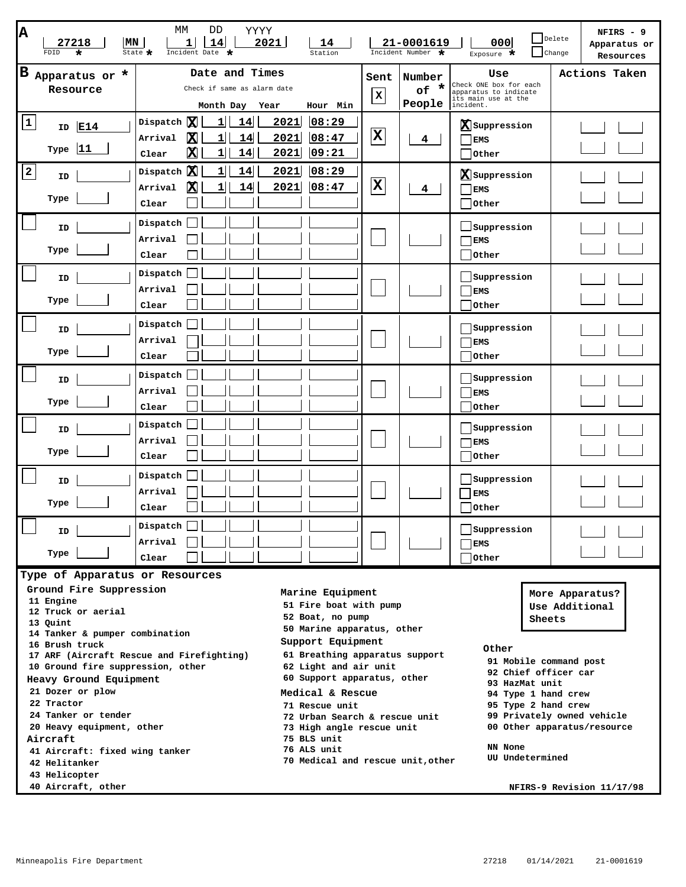## A

| FDID * | State * | Incident Date * (MM DD YYYY) | Station | Incident Number * | Exposure * | | NFIRS - 9 Apparatus or Resources |
|---|---|---|---|---|---|---|---|
| 27218 | MN | 1 14 2021 | 14 | 21-0001619 | 000 | Delete / Change | |

## B

| Apparatus or Resource * | Date and Times (Check if same as alarm date) | Month | Day | Year | Hour Min | Sent | Number of People * | Use (Check ONE box for each apparatus to indicate its main use at the incident.) | Actions Taken |
|---|---|---|---|---|---|---|---|---|---|
| 1 ID E14 Type 11 | Dispatch X | 1 | 14 | 2021 | 08:29 | X | 4 | X Suppression | |
| | Arrival X | 1 | 14 | 2021 | 08:47 | | | EMS | |
| | Clear X | 1 | 14 | 2021 | 09:21 | | | Other | |
| 2 ID Type | Dispatch X | 1 | 14 | 2021 | 08:29 | X | 4 | X Suppression | |
| | Arrival X | 1 | 14 | 2021 | 08:47 | | | EMS | |
| | Clear | | | | | | | Other | |

### Type of Apparatus or Resources

**Ground Fire Suppression**
- 11 Engine
- 12 Truck or aerial
- 13 Quint
- 14 Tanker & pumper combination
- 16 Brush truck
- 17 ARF (Aircraft Rescue and Firefighting)
- 10 Ground fire suppression, other

**Heavy Ground Equipment**
- 21 Dozer or plow
- 22 Tractor
- 24 Tanker or tender
- 20 Heavy equipment, other

**Aircraft**
- 41 Aircraft: fixed wing tanker
- 42 Helitanker
- 43 Helicopter
- 40 Aircraft, other

**Marine Equipment**
- 51 Fire boat with pump
- 52 Boat, no pump
- 50 Marine apparatus, other

**Support Equipment**
- 61 Breathing apparatus support
- 62 Light and air unit
- 60 Support apparatus, other

**Medical & Rescue**
- 71 Rescue unit
- 72 Urban Search & rescue unit
- 73 High angle rescue unit
- 75 BLS unit
- 76 ALS unit
- 70 Medical and rescue unit,other

**More Apparatus? Use Additional Sheets**

**Other**
- 91 Mobile command post
- 92 Chief officer car
- 93 HazMat unit
- 94 Type 1 hand crew
- 95 Type 2 hand crew
- 99 Privately owned vehicle
- 00 Other apparatus/resource
- NN None
- UU Undetermined

NFIRS-9 Revision 11/17/98

Minneapolis Fire Department 27218 01/14/2021 21-0001619